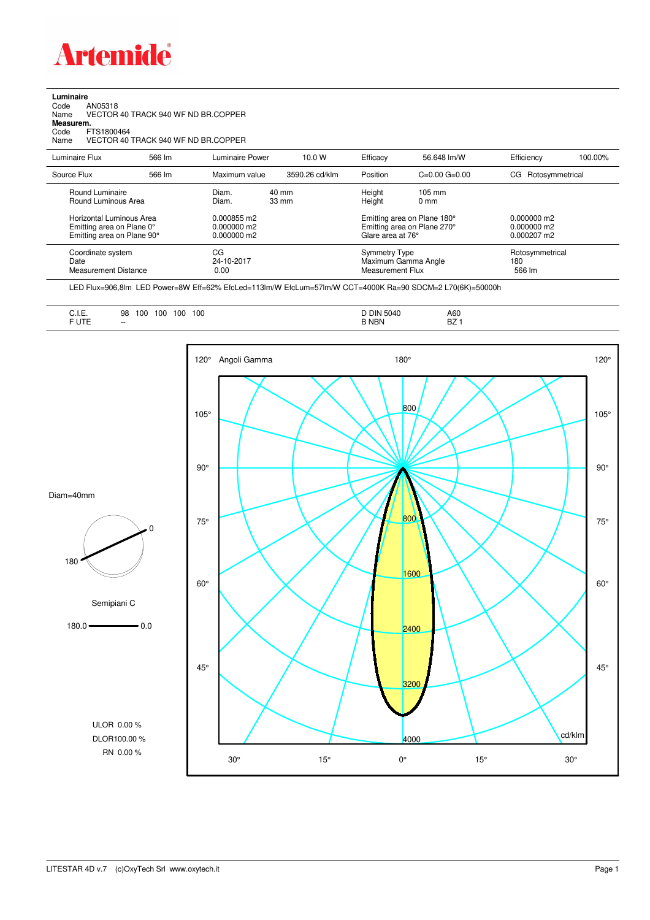**Luminaire**

Code AN05318
Name VECTOR 40 TRACK 940 WF ND BR.COPPER

**Measurem.**

Code FTS1800464
Name VECTOR 40 TRACK 940 WF ND BR.COPPER

| Luminaire Flux | 566 lm | Luminaire Power | 10.0 W | Efficacy | 56.648 lm/W | Efficiency | 100.00% |
|---|---|---|---|---|---|---|---|
| Source Flux | 566 lm | Maximum value | 3590.26 cd/klm | Position | C=0.00 G=0.00 | CG Rotosymmetrical | |

| | | | | |
|---|---|---|---|---|
| Round Luminaire | Diam. 40 mm | Height 105 mm | | |
| Round Luminous Area | Diam. 33 mm | Height 0 mm | | |
| Horizontal Luminous Area | 0.000855 m2 | Emitting area on Plane 180° | 0.000000 m2 | |
| Emitting area on Plane 0° | 0.000000 m2 | Emitting area on Plane 270° | 0.000000 m2 | |
| Emitting area on Plane 90° | 0.000000 m2 | Glare area at 76° | 0.000207 m2 | |
| Coordinate system | CG | Symmetry Type | Rotosymmetrical | |
| Date | 24-10-2017 | Maximum Gamma Angle | 180 | |
| Measurement Distance | 0.00 | Measurement Flux | 566 lm | |

LED Flux=906,8lm LED Power=8W Eff=62% EfcLed=113lm/W EfcLum=57lm/W CCT=4000K Ra=90 SDCM=2 L70(6K)=50000h

| | | | |
|---|---|---|---|
| C.I.E. | 98 100 100 100 100 | D DIN 5040 | A60 |
| F UTE | -- | B NBN | BZ 1 |

Diam=40mm

Semipiani C

180.0 — 0.0

ULOR 0.00 %
DLOR100.00 %
RN 0.00 %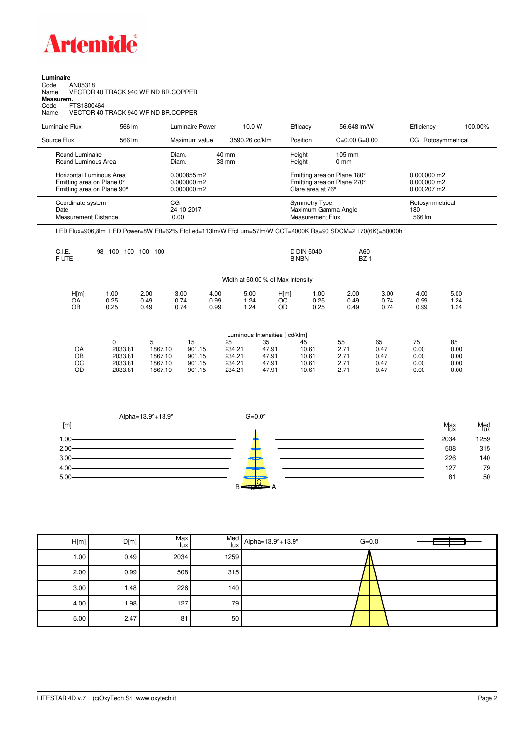# Artemide

**Luminaire**
Code AN05318
Name VECTOR 40 TRACK 940 WF ND BR.COPPER
**Measurem.**
Code FTS1800464
Name VECTOR 40 TRACK 940 WF ND BR.COPPER

| | | | | | | | |
|---|---|---|---|---|---|---|---|
| Luminaire Flux | 566 lm | Luminaire Power | 10.0 W | Efficacy | 56.648 lm/W | Efficiency | 100.00% |
| Source Flux | 566 lm | Maximum value | 3590.26 cd/klm | Position | C=0.00 G=0.00 | CG Rotosymmetrical | |

| | | | | | |
|---|---|---|---|---|---|
| Round Luminaire | Diam. 40 mm | Height | 105 mm | | |
| Round Luminous Area | Diam. 33 mm | Height | 0 mm | | |
| Horizontal Luminous Area | 0.000855 m2 | Emitting area on Plane 180° | 0.000000 m2 | | |
| Emitting area on Plane 0° | 0.000000 m2 | Emitting area on Plane 270° | 0.000000 m2 | | |
| Emitting area on Plane 90° | 0.000000 m2 | Glare area at 76° | 0.000207 m2 | | |

| | | | |
|---|---|---|---|
| Coordinate system | CG | Symmetry Type | Rotosymmetrical |
| Date | 24-10-2017 | Maximum Gamma Angle | 180 |
| Measurement Distance | 0.00 | Measurement Flux | 566 lm |

LED Flux=906,8lm LED Power=8W Eff=62% EfcLed=113lm/W EfcLum=57lm/W CCT=4000K Ra=90 SDCM=2 L70(6K)=50000h

| | | | |
|---|---|---|---|
| C.I.E. | 98 100 100 100 100 | D DIN 5040 | A60 |
| F UTE | -- | B NBN | BZ 1 |

Width at 50.00 % of Max Intensity

| H[m] | 1.00 | 2.00 | 3.00 | 4.00 | 5.00 | H[m] | 1.00 | 2.00 | 3.00 | 4.00 | 5.00 |
|---|---|---|---|---|---|---|---|---|---|---|---|
| OA | 0.25 | 0.49 | 0.74 | 0.99 | 1.24 | OC | 0.25 | 0.49 | 0.74 | 0.99 | 1.24 |
| OB | 0.25 | 0.49 | 0.74 | 0.99 | 1.24 | OD | 0.25 | 0.49 | 0.74 | 0.99 | 1.24 |

Luminous Intensities [ cd/klm]

| | 0 | 5 | 15 | 25 | 35 | 45 | 55 | 65 | 75 | 85 |
|---|---|---|---|---|---|---|---|---|---|---|
| OA | 2033.81 | 1867.10 | 901.15 | 234.21 | 47.91 | 10.61 | 2.71 | 0.47 | 0.00 | 0.00 |
| OB | 2033.81 | 1867.10 | 901.15 | 234.21 | 47.91 | 10.61 | 2.71 | 0.47 | 0.00 | 0.00 |
| OC | 2033.81 | 1867.10 | 901.15 | 234.21 | 47.91 | 10.61 | 2.71 | 0.47 | 0.00 | 0.00 |
| OD | 2033.81 | 1867.10 | 901.15 | 234.21 | 47.91 | 10.61 | 2.71 | 0.47 | 0.00 | 0.00 |

Alpha=13.9°+13.9°
G=0.0°
[m]
Max lux
Med lux
1.00 2034 1259
2.00 508 315
3.00 226 140
4.00 127 79
5.00 81 50
B C D A

| H[m] | D[m] | Max lux | Med lux | Alpha=13.9°+13.9° G=0.0 |
|---|---|---|---|---|
| 1.00 | 0.49 | 2034 | 1259 | |
| 2.00 | 0.99 | 508 | 315 | |
| 3.00 | 1.48 | 226 | 140 | |
| 4.00 | 1.98 | 127 | 79 | |
| 5.00 | 2.47 | 81 | 50 | |

LITESTAR 4D v.7 (c)OxyTech Srl www.oxytech.it